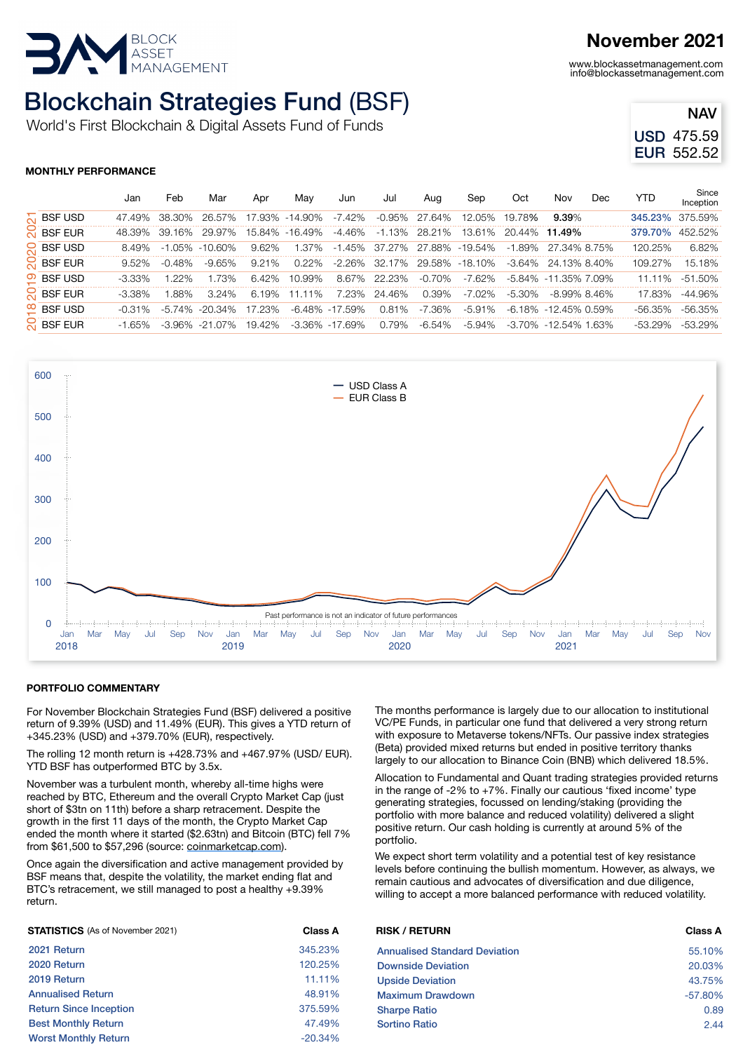BLOCK ASSET MANAGEMENT

# November 2021

www.blockassetmanagement.com
info@blockassetmanagement.com

# Blockchain Strategies Fund (BSF)

World's First Blockchain & Digital Assets Fund of Funds

| NAV | |
|---|---|
| USD | 475.59 |
| EUR | 552.52 |

### MONTHLY PERFORMANCE

| Year | Class | Jan | Feb | Mar | Apr | May | Jun | Jul | Aug | Sep | Oct | Nov | Dec | YTD | Since Inception |
|---|---|---|---|---|---|---|---|---|---|---|---|---|---|---|---|
| 2021 | BSF USD | 47.49% | 38.30% | 26.57% | 17.93% | -14.90% | -7.42% | -0.95% | 27.64% | 12.05% | 19.78% | **9.39%** | | 345.23% | 375.59% |
| 2021 | BSF EUR | 48.39% | 39.16% | 29.97% | 15.84% | -16.49% | -4.46% | -1.13% | 28.21% | 13.61% | 20.44% | **11.49%** | | 379.70% | 452.52% |
| 2020 | BSF USD | 8.49% | -1.05% | -10.60% | 9.62% | 1.37% | -1.45% | 37.27% | 27.88% | -19.54% | -1.89% | 27.34% | 8.75% | 120.25% | 6.82% |
| 2020 | BSF EUR | 9.52% | -0.48% | -9.65% | 9.21% | 0.22% | -2.26% | 32.17% | 29.58% | -18.10% | -3.64% | 24.13% | 8.40% | 109.27% | 15.18% |
| 2019 | BSF USD | -3.33% | 1.22% | 1.73% | 6.42% | 10.99% | 8.67% | 22.23% | -0.70% | -7.62% | -5.84% | -11.35% | 7.09% | 11.11% | -51.50% |
| 2019 | BSF EUR | -3.38% | 1.88% | 3.24% | 6.19% | 11.11% | 7.23% | 24.46% | 0.39% | -7.02% | -5.30% | -8.99% | 8.46% | 17.83% | -44.96% |
| 2018 | BSF USD | -0.31% | -5.74% | -20.34% | 17.23% | -6.48% | -17.59% | 0.81% | -7.36% | -5.91% | -6.18% | -12.45% | 0.59% | -56.35% | -56.35% |
| 2018 | BSF EUR | -1.65% | -3.96% | -21.07% | 19.42% | -3.36% | -17.69% | 0.79% | -6.54% | -5.94% | -3.70% | -12.54% | 1.63% | -53.29% | -53.29% |

Past performance is not an indicator of future performances

### PORTFOLIO COMMENTARY

For November Blockchain Strategies Fund (BSF) delivered a positive return of 9.39% (USD) and 11.49% (EUR). This gives a YTD return of +345.23% (USD) and +379.70% (EUR), respectively.

The rolling 12 month return is +428.73% and +467.97% (USD/ EUR). YTD BSF has outperformed BTC by 3.5x.

November was a turbulent month, whereby all-time highs were reached by BTC, Ethereum and the overall Crypto Market Cap (just short of $3tn on 11th) before a sharp retracement. Despite the growth in the first 11 days of the month, the Crypto Market Cap ended the month where it started ($2.63tn) and Bitcoin (BTC) fell 7% from $61,500 to $57,296 (source: coinmarketcap.com).

Once again the diversification and active management provided by BSF means that, despite the volatility, the market ending flat and BTC's retracement, we still managed to post a healthy +9.39% return.

The months performance is largely due to our allocation to institutional VC/PE Funds, in particular one fund that delivered a very strong return with exposure to Metaverse tokens/NFTs. Our passive index strategies (Beta) provided mixed returns but ended in positive territory thanks largely to our allocation to Binance Coin (BNB) which delivered 18.5%.

Allocation to Fundamental and Quant trading strategies provided returns in the range of -2% to +7%. Finally our cautious 'fixed income' type generating strategies, focussed on lending/staking (providing the portfolio with more balance and reduced volatility) delivered a slight positive return. Our cash holding is currently at around 5% of the portfolio.

We expect short term volatility and a potential test of key resistance levels before continuing the bullish momentum. However, as always, we remain cautious and advocates of diversification and due diligence, willing to accept a more balanced performance with reduced volatility.

| **STATISTICS** (As of November 2021) | **Class A** |
|---|---|
| 2021 Return | 345.23% |
| 2020 Return | 120.25% |
| 2019 Return | 11.11% |
| Annualised Return | 48.91% |
| Return Since Inception | 375.59% |
| Best Monthly Return | 47.49% |
| Worst Monthly Return | -20.34% |

| **RISK / RETURN** | **Class A** |
|---|---|
| Annualised Standard Deviation | 55.10% |
| Downside Deviation | 20.03% |
| Upside Deviation | 43.75% |
| Maximum Drawdown | -57.80% |
| Sharpe Ratio | 0.89 |
| Sortino Ratio | 2.44 |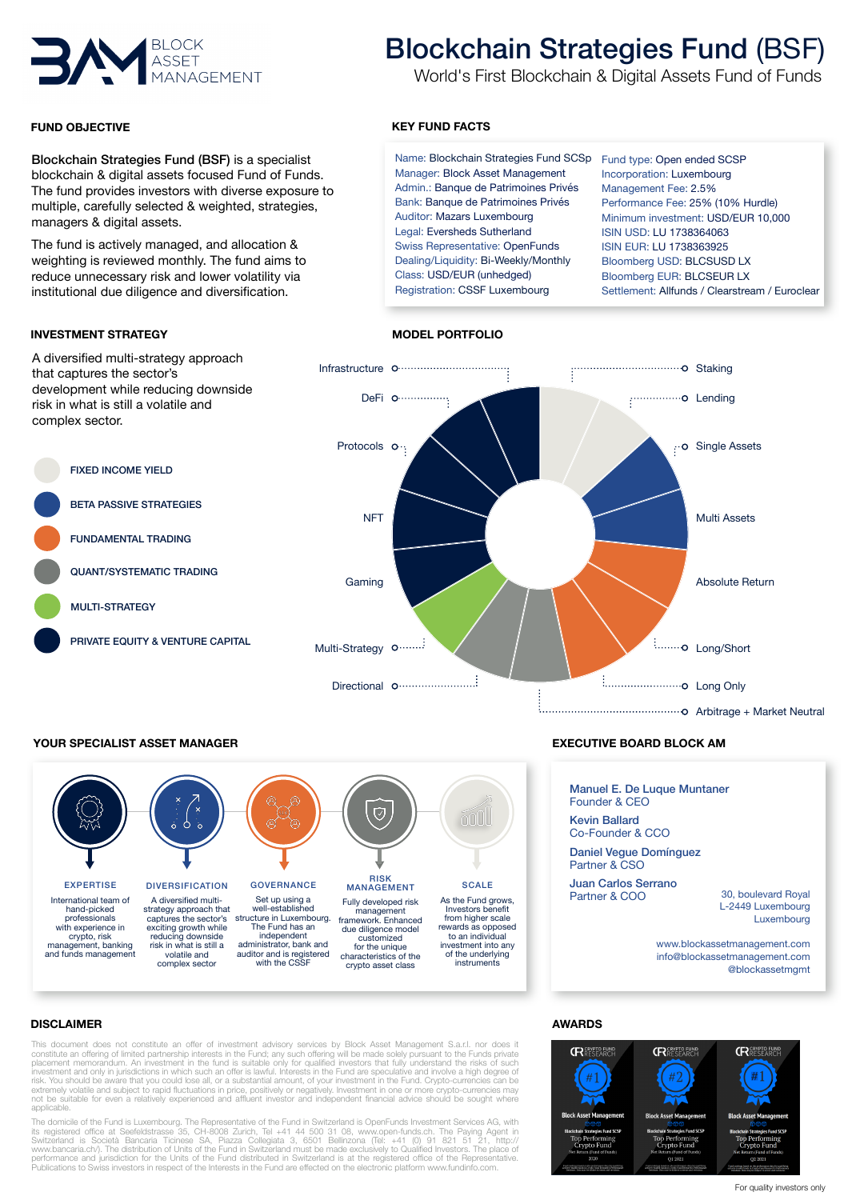BLOCK ASSET MANAGEMENT

# Blockchain Strategies Fund (BSF)

World's First Blockchain & Digital Assets Fund of Funds

## FUND OBJECTIVE

**Blockchain Strategies Fund (BSF)** is a specialist blockchain & digital assets focused Fund of Funds. The fund provides investors with diverse exposure to multiple, carefully selected & weighted, strategies, managers & digital assets.

The fund is actively managed, and allocation & weighting is reviewed monthly. The fund aims to reduce unnecessary risk and lower volatility via institutional due diligence and diversification.

## KEY FUND FACTS

| | |
|---|---|
| Name: Blockchain Strategies Fund SCSp | Fund type: Open ended SCSP |
| Manager: Block Asset Management | Incorporation: Luxembourg |
| Admin.: Banque de Patrimoines Privés | Management Fee: 2.5% |
| Bank: Banque de Patrimoines Privés | Performance Fee: 25% (10% Hurdle) |
| Auditor: Mazars Luxembourg | Minimum investment: USD/EUR 10,000 |
| Legal: Eversheds Sutherland | ISIN USD: LU 1738364063 |
| Swiss Representative: OpenFunds | ISIN EUR: LU 1738363925 |
| Dealing/Liquidity: Bi-Weekly/Monthly | Bloomberg USD: BLCSUSD LX |
| Class: USD/EUR (unhedged) | Bloomberg EUR: BLCSEUR LX |
| Registration: CSSF Luxembourg | Settlement: Allfunds / Clearstream / Euroclear |

## INVESTMENT STRATEGY

A diversified multi-strategy approach that captures the sector's development while reducing downside risk in what is still a volatile and complex sector.

- FIXED INCOME YIELD
- BETA PASSIVE STRATEGIES
- FUNDAMENTAL TRADING
- QUANT/SYSTEMATIC TRADING
- MULTI-STRATEGY
- PRIVATE EQUITY & VENTURE CAPITAL

## MODEL PORTFOLIO

Infrastructure
DeFi
Protocols
NFT
Gaming
Multi-Strategy
Directional
Staking
Lending
Single Assets
Multi Assets
Absolute Return
Long/Short
Long Only
Arbitrage + Market Neutral

## YOUR SPECIALIST ASSET MANAGER

**EXPERTISE**
International team of hand-picked professionals with experience in crypto, risk management, banking and funds management

**DIVERSIFICATION**
A diversified multi-strategy approach that captures the sector's exciting growth while reducing downside risk in what is still a volatile and complex sector

**GOVERNANCE**
Set up using a well-established structure in Luxembourg. The Fund has an independent administrator, bank and auditor and is registered with the CSSF

**RISK MANAGEMENT**
Fully developed risk management framework. Enhanced due diligence model customized for the unique characteristics of the crypto asset class

**SCALE**
As the Fund grows, Investors benefit from higher scale rewards as opposed to an individual investment into any of the underlying instruments

## EXECUTIVE BOARD BLOCK AM

**Manuel E. De Luque Muntaner**
Founder & CEO

**Kevin Ballard**
Co-Founder & CCO

**Daniel Vegue Domínguez**
Partner & CSO

**Juan Carlos Serrano**
Partner & COO

30, boulevard Royal
L-2449 Luxembourg
Luxembourg

www.blockassetmanagement.com
info@blockassetmanagement.com
@blockassetmgmt

## DISCLAIMER

This document does not constitute an offer of investment advisory services by Block Asset Management S.a.r.l. nor does it constitute an offering of limited partnership interests in the Fund; any such offering will be made solely pursuant to the Funds private placement memorandum. An investment in the fund is suitable only for qualified investors that fully understand the risks of such investment and only in jurisdictions in which such an offer is legal. Interests in the Fund are speculative and involve a high degree of risk. You should be aware that you could lose all, or a substantial amount, of your investment in the Fund. Crypto-currencies can be extremely volatile and subject to rapid fluctuations in price, positively or negatively. Investment in one or more crypto-currencies may not be suitable for even a relatively experienced and affluent investor and independent financial advice should be sought where applicable.

The domicile of the Fund is Luxembourg. The Representative of the Fund in Switzerland is OpenFunds Investment Services AG, with its registered office at Seefeldstrasse 35, CH-8008 Zurich, Tel +41 44 500 31 08, www.open-funds.ch. The Paying Agent in Switzerland is Società Bancaria Ticinese SA, Piazza Collegiata 3, 6501 Bellinzona (Tel: +41 (0) 91 821 51 21, http://www.bancaria.ch/). The distribution of Units of the Fund in Switzerland must be made exclusively to Qualified Investors. The place of performance and jurisdiction for the Units of the Fund distributed in Switzerland is at the registered office of the Representative. Publications to Swiss investors in respect of the Interests in the Fund are effected on the electronic platform www.fundinfo.com.

## AWARDS

CRYPTO FUND RESEARCH — #1 — Block Asset Management — Blockchain Strategies Fund SCSP — Top Performing Crypto Fund — Net Return (Fund of Funds) — 2020

CRYPTO FUND RESEARCH — #2 — Block Asset Management — Blockchain Strategies Fund SCSP — Top Performing Crypto Fund — Net Return (Fund of Funds) — Q1 2021

CRYPTO FUND RESEARCH — #1 — Block Asset Management — Blockchain Strategies Fund SCSP — Top Performing Crypto Fund — Net Return (Fund of Funds) — Q2 2021

For quality investors only